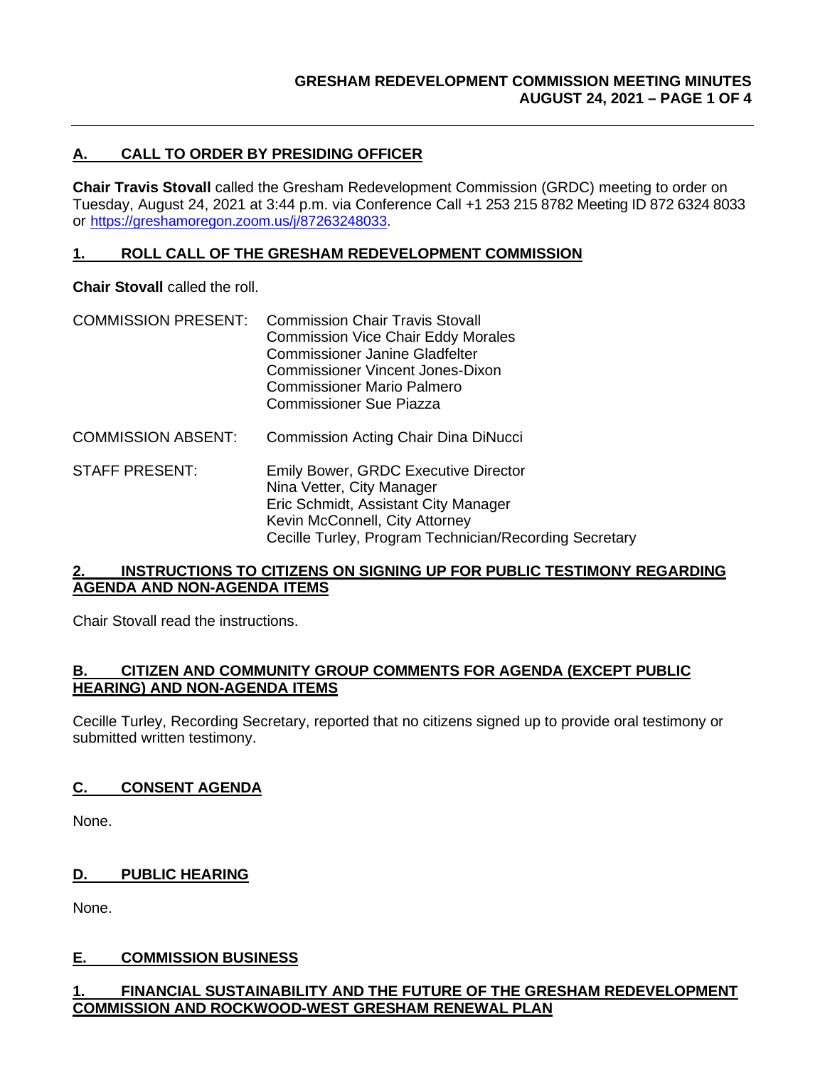## A. CALL TO ORDER BY PRESIDING OFFICER

**Chair Travis Stovall** called the Gresham Redevelopment Commission (GRDC) meeting to order on Tuesday, August 24, 2021 at 3:44 p.m. via Conference Call +1 253 215 8782 Meeting ID 872 6324 8033 or https://greshamoregon.zoom.us/j/87263248033.

## 1. ROLL CALL OF THE GRESHAM REDEVELOPMENT COMMISSION

**Chair Stovall** called the roll.

COMMISSION PRESENT:
Commission Chair Travis Stovall
Commission Vice Chair Eddy Morales
Commissioner Janine Gladfelter
Commissioner Vincent Jones-Dixon
Commissioner Mario Palmero
Commissioner Sue Piazza

COMMISSION ABSENT:
Commission Acting Chair Dina DiNucci

STAFF PRESENT:
Emily Bower, GRDC Executive Director
Nina Vetter, City Manager
Eric Schmidt, Assistant City Manager
Kevin McConnell, City Attorney
Cecille Turley, Program Technician/Recording Secretary

## 2. INSTRUCTIONS TO CITIZENS ON SIGNING UP FOR PUBLIC TESTIMONY REGARDING AGENDA AND NON-AGENDA ITEMS

Chair Stovall read the instructions.

## B. CITIZEN AND COMMUNITY GROUP COMMENTS FOR AGENDA (EXCEPT PUBLIC HEARING) AND NON-AGENDA ITEMS

Cecille Turley, Recording Secretary, reported that no citizens signed up to provide oral testimony or submitted written testimony.

## C. CONSENT AGENDA

None.

## D. PUBLIC HEARING

None.

## E. COMMISSION BUSINESS

## 1. FINANCIAL SUSTAINABILITY AND THE FUTURE OF THE GRESHAM REDEVELOPMENT COMMISSION AND ROCKWOOD-WEST GRESHAM RENEWAL PLAN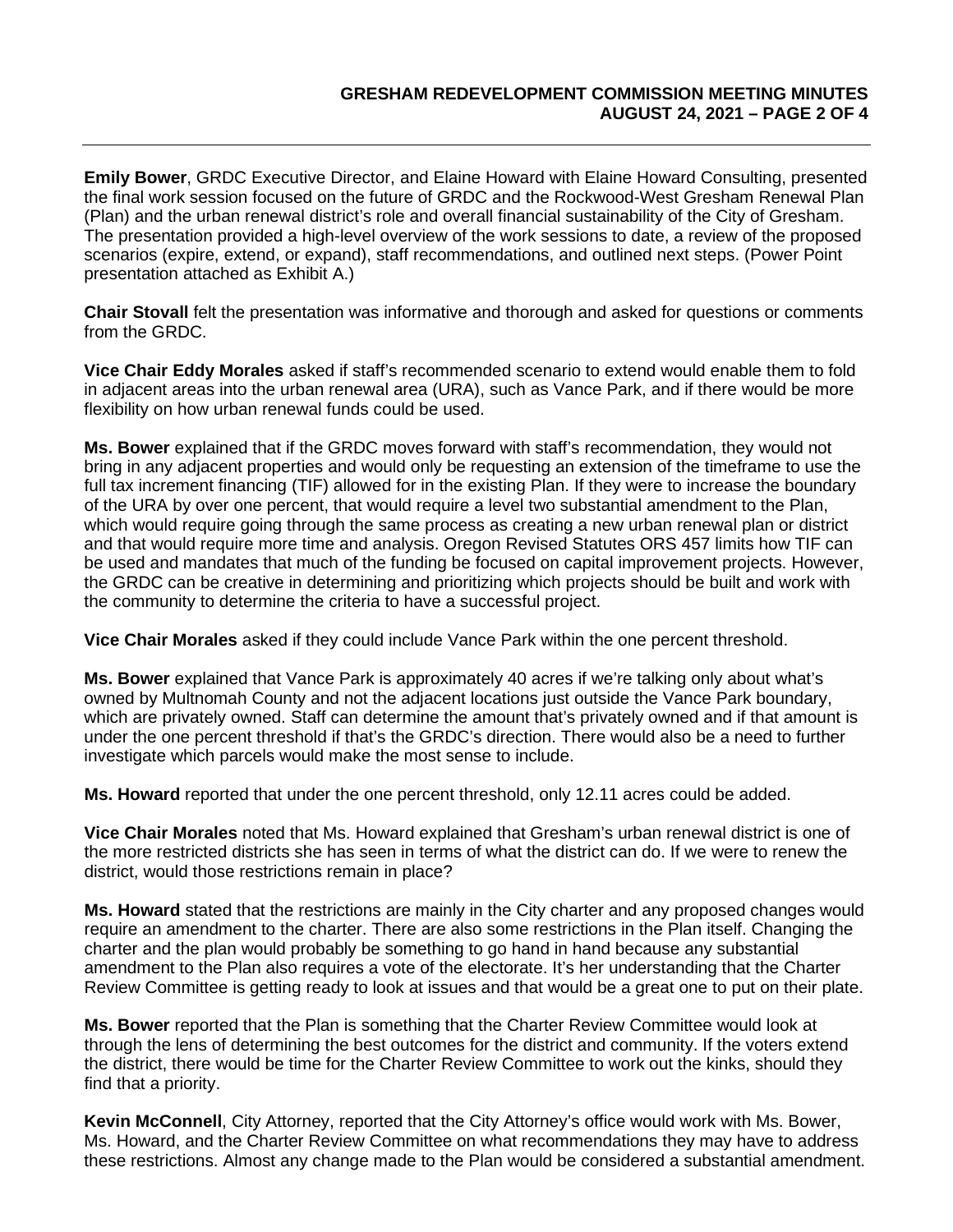**Emily Bower**, GRDC Executive Director, and Elaine Howard with Elaine Howard Consulting, presented the final work session focused on the future of GRDC and the Rockwood-West Gresham Renewal Plan (Plan) and the urban renewal district's role and overall financial sustainability of the City of Gresham. The presentation provided a high-level overview of the work sessions to date, a review of the proposed scenarios (expire, extend, or expand), staff recommendations, and outlined next steps. (Power Point presentation attached as Exhibit A.)

**Chair Stovall** felt the presentation was informative and thorough and asked for questions or comments from the GRDC.

**Vice Chair Eddy Morales** asked if staff's recommended scenario to extend would enable them to fold in adjacent areas into the urban renewal area (URA), such as Vance Park, and if there would be more flexibility on how urban renewal funds could be used.

**Ms. Bower** explained that if the GRDC moves forward with staff's recommendation, they would not bring in any adjacent properties and would only be requesting an extension of the timeframe to use the full tax increment financing (TIF) allowed for in the existing Plan. If they were to increase the boundary of the URA by over one percent, that would require a level two substantial amendment to the Plan, which would require going through the same process as creating a new urban renewal plan or district and that would require more time and analysis. Oregon Revised Statutes ORS 457 limits how TIF can be used and mandates that much of the funding be focused on capital improvement projects. However, the GRDC can be creative in determining and prioritizing which projects should be built and work with the community to determine the criteria to have a successful project.

**Vice Chair Morales** asked if they could include Vance Park within the one percent threshold.

**Ms. Bower** explained that Vance Park is approximately 40 acres if we're talking only about what's owned by Multnomah County and not the adjacent locations just outside the Vance Park boundary, which are privately owned. Staff can determine the amount that's privately owned and if that amount is under the one percent threshold if that's the GRDC's direction. There would also be a need to further investigate which parcels would make the most sense to include.

**Ms. Howard** reported that under the one percent threshold, only 12.11 acres could be added.

**Vice Chair Morales** noted that Ms. Howard explained that Gresham's urban renewal district is one of the more restricted districts she has seen in terms of what the district can do. If we were to renew the district, would those restrictions remain in place?

**Ms. Howard** stated that the restrictions are mainly in the City charter and any proposed changes would require an amendment to the charter. There are also some restrictions in the Plan itself. Changing the charter and the plan would probably be something to go hand in hand because any substantial amendment to the Plan also requires a vote of the electorate. It's her understanding that the Charter Review Committee is getting ready to look at issues and that would be a great one to put on their plate.

**Ms. Bower** reported that the Plan is something that the Charter Review Committee would look at through the lens of determining the best outcomes for the district and community. If the voters extend the district, there would be time for the Charter Review Committee to work out the kinks, should they find that a priority.

**Kevin McConnell**, City Attorney, reported that the City Attorney's office would work with Ms. Bower, Ms. Howard, and the Charter Review Committee on what recommendations they may have to address these restrictions. Almost any change made to the Plan would be considered a substantial amendment.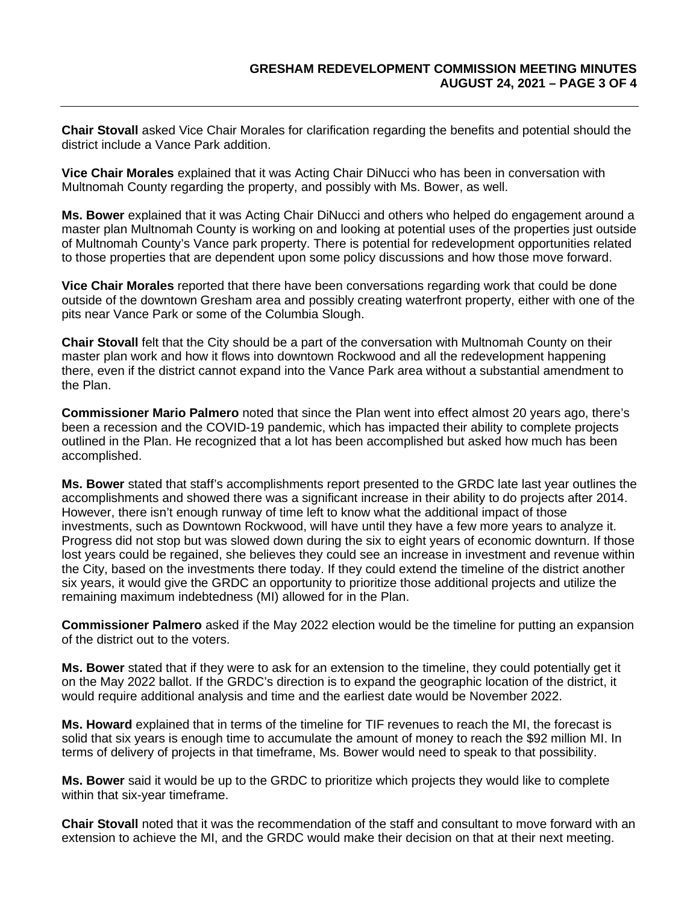**Chair Stovall** asked Vice Chair Morales for clarification regarding the benefits and potential should the district include a Vance Park addition.

**Vice Chair Morales** explained that it was Acting Chair DiNucci who has been in conversation with Multnomah County regarding the property, and possibly with Ms. Bower, as well.

**Ms. Bower** explained that it was Acting Chair DiNucci and others who helped do engagement around a master plan Multnomah County is working on and looking at potential uses of the properties just outside of Multnomah County's Vance park property. There is potential for redevelopment opportunities related to those properties that are dependent upon some policy discussions and how those move forward.

**Vice Chair Morales** reported that there have been conversations regarding work that could be done outside of the downtown Gresham area and possibly creating waterfront property, either with one of the pits near Vance Park or some of the Columbia Slough.

**Chair Stovall** felt that the City should be a part of the conversation with Multnomah County on their master plan work and how it flows into downtown Rockwood and all the redevelopment happening there, even if the district cannot expand into the Vance Park area without a substantial amendment to the Plan.

**Commissioner Mario Palmero** noted that since the Plan went into effect almost 20 years ago, there's been a recession and the COVID-19 pandemic, which has impacted their ability to complete projects outlined in the Plan. He recognized that a lot has been accomplished but asked how much has been accomplished.

**Ms. Bower** stated that staff's accomplishments report presented to the GRDC late last year outlines the accomplishments and showed there was a significant increase in their ability to do projects after 2014. However, there isn't enough runway of time left to know what the additional impact of those investments, such as Downtown Rockwood, will have until they have a few more years to analyze it. Progress did not stop but was slowed down during the six to eight years of economic downturn. If those lost years could be regained, she believes they could see an increase in investment and revenue within the City, based on the investments there today. If they could extend the timeline of the district another six years, it would give the GRDC an opportunity to prioritize those additional projects and utilize the remaining maximum indebtedness (MI) allowed for in the Plan.

**Commissioner Palmero** asked if the May 2022 election would be the timeline for putting an expansion of the district out to the voters.

**Ms. Bower** stated that if they were to ask for an extension to the timeline, they could potentially get it on the May 2022 ballot. If the GRDC's direction is to expand the geographic location of the district, it would require additional analysis and time and the earliest date would be November 2022.

**Ms. Howard** explained that in terms of the timeline for TIF revenues to reach the MI, the forecast is solid that six years is enough time to accumulate the amount of money to reach the $92 million MI. In terms of delivery of projects in that timeframe, Ms. Bower would need to speak to that possibility.

**Ms. Bower** said it would be up to the GRDC to prioritize which projects they would like to complete within that six-year timeframe.

**Chair Stovall** noted that it was the recommendation of the staff and consultant to move forward with an extension to achieve the MI, and the GRDC would make their decision on that at their next meeting.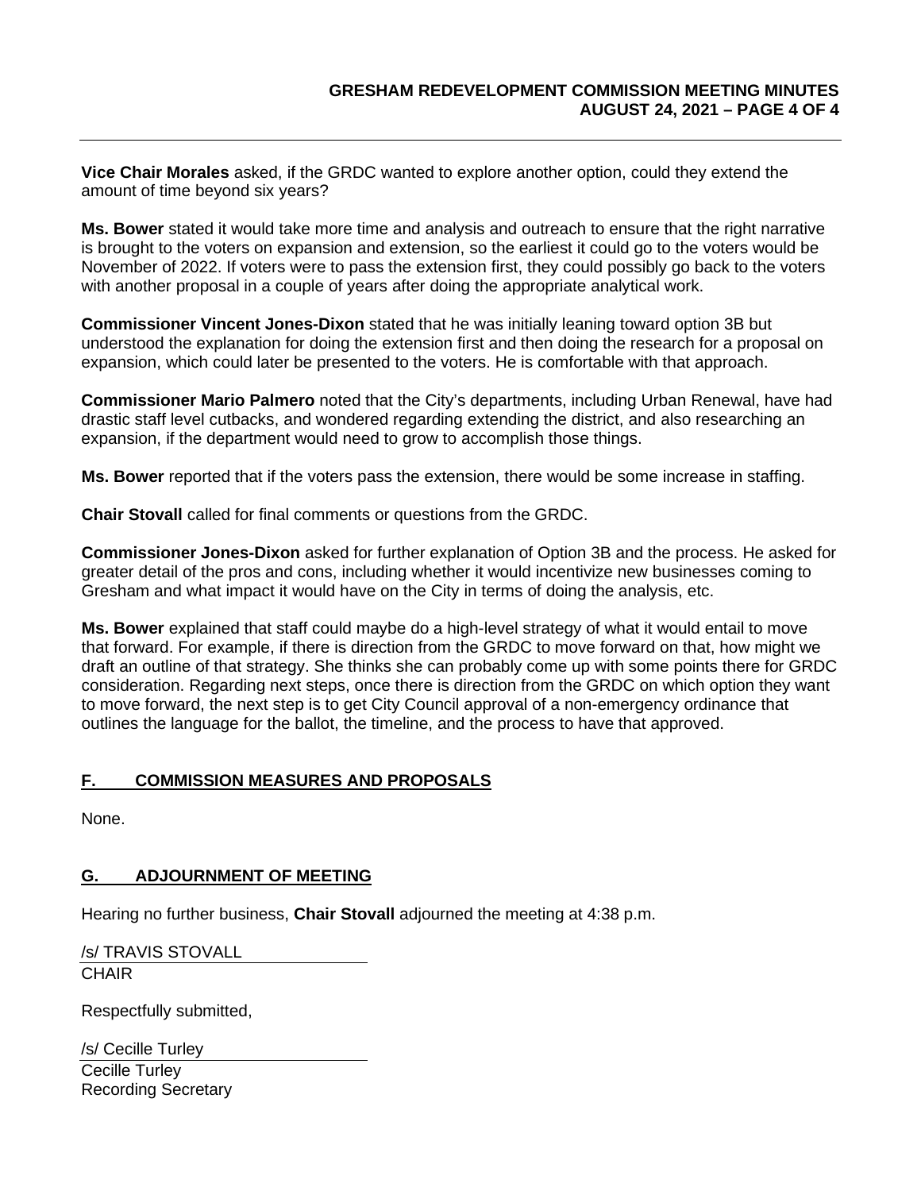**Vice Chair Morales** asked, if the GRDC wanted to explore another option, could they extend the amount of time beyond six years?

**Ms. Bower** stated it would take more time and analysis and outreach to ensure that the right narrative is brought to the voters on expansion and extension, so the earliest it could go to the voters would be November of 2022. If voters were to pass the extension first, they could possibly go back to the voters with another proposal in a couple of years after doing the appropriate analytical work.

**Commissioner Vincent Jones-Dixon** stated that he was initially leaning toward option 3B but understood the explanation for doing the extension first and then doing the research for a proposal on expansion, which could later be presented to the voters. He is comfortable with that approach.

**Commissioner Mario Palmero** noted that the City's departments, including Urban Renewal, have had drastic staff level cutbacks, and wondered regarding extending the district, and also researching an expansion, if the department would need to grow to accomplish those things.

**Ms. Bower** reported that if the voters pass the extension, there would be some increase in staffing.

**Chair Stovall** called for final comments or questions from the GRDC.

**Commissioner Jones-Dixon** asked for further explanation of Option 3B and the process. He asked for greater detail of the pros and cons, including whether it would incentivize new businesses coming to Gresham and what impact it would have on the City in terms of doing the analysis, etc.

**Ms. Bower** explained that staff could maybe do a high-level strategy of what it would entail to move that forward. For example, if there is direction from the GRDC to move forward on that, how might we draft an outline of that strategy. She thinks she can probably come up with some points there for GRDC consideration. Regarding next steps, once there is direction from the GRDC on which option they want to move forward, the next step is to get City Council approval of a non-emergency ordinance that outlines the language for the ballot, the timeline, and the process to have that approved.

## F. COMMISSION MEASURES AND PROPOSALS

None.

## G. ADJOURNMENT OF MEETING

Hearing no further business, **Chair Stovall** adjourned the meeting at 4:38 p.m.

/s/ TRAVIS STOVALL
CHAIR

Respectfully submitted,

/s/ Cecille Turley
Cecille Turley
Recording Secretary